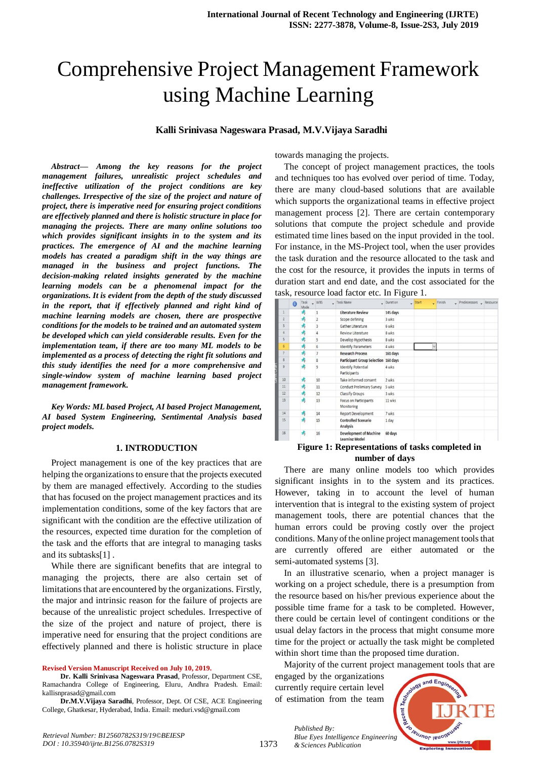# Comprehensive Project Management Framework using Machine Learning

**Kalli Srinivasa Nageswara Prasad, M.V.Vijaya Saradhi**

***Abstract— Among the key reasons for the project management failures, unrealistic project schedules and ineffective utilization of the project conditions are key challenges. Irrespective of the size of the project and nature of project, there is imperative need for ensuring project conditions are effectively planned and there is holistic structure in place for managing the projects. There are many online solutions too which provides significant insights in to the system and its practices. The emergence of AI and the machine learning models has created a paradigm shift in the way things are managed in the business and project functions. The decision-making related insights generated by the machine learning models can be a phenomenal impact for the organizations. It is evident from the depth of the study discussed in the report, that if effectively planned and right kind of machine learning models are chosen, there are prospective conditions for the models to be trained and an automated system be developed which can yield considerable results. Even for the implementation team, if there are too many ML models to be implemented as a process of detecting the right fit solutions and this study identifies the need for a more comprehensive and single-window system of machine learning based project management framework.***

***Key Words: ML based Project, AI based Project Management, AI based System Engineering, Sentimental Analysis based project models.***

## 1. INTRODUCTION

Project management is one of the key practices that are helping the organizations to ensure that the projects executed by them are managed effectively. According to the studies that has focused on the project management practices and its implementation conditions, some of the key factors that are significant with the condition are the effective utilization of the resources, expected time duration for the completion of the task and the efforts that are integral to managing tasks and its subtasks[1] .

While there are significant benefits that are integral to managing the projects, there are also certain set of limitations that are encountered by the organizations. Firstly, the major and intrinsic reason for the failure of projects are because of the unrealistic project schedules. Irrespective of the size of the project and nature of project, there is imperative need for ensuring that the project conditions are effectively planned and there is holistic structure in place towards managing the projects.

The concept of project management practices, the tools and techniques too has evolved over period of time. Today, there are many cloud-based solutions that are available which supports the organizational teams in effective project management process [2]. There are certain contemporary solutions that compute the project schedule and provide estimated time lines based on the input provided in the tool. For instance, in the MS-Project tool, when the user provides the task duration and the resource allocated to the task and the cost for the resource, it provides the inputs in terms of duration start and end date, and the cost associated for the task, resource load factor etc. In Figure 1.

| | Task Mode | WBS | Task Name | Duration | Start | Finish | Predecessors | Resource |
|---|---|---|---|---|---|---|---|---|
| 1 | | 1 | **Literature Review** | **145 days** | | | | |
| 2 | | 2 | Scope defining | 3 wks | | | | |
| 3 | | 3 | Gather Literature | 6 wks | | | | |
| 4 | | 4 | Review Literature | 8 wks | | | | |
| 5 | | 5 | Develop Hypothesis | 8 wks | | | | |
| 6 | | 6 | Identify Parameters | 4 wks | | | | |
| 7 | | 7 | **Research Process** | **161 days** | | | | |
| 8 | | 8 | **Participant Group Selection** | **160 days** | | | | |
| 9 | | 9 | Identify Potential Participants | 4 wks | | | | |
| 10 | | 10 | Take informed consent | 2 wks | | | | |
| 11 | | 11 | Conduct Preliminary Survey | 5 wks | | | | |
| 12 | | 12 | Classify Groups | 3 wks | | | | |
| 13 | | 13 | Focus on Participants Monitoring | 11 wks | | | | |
| 14 | | 14 | Report Development | 7 wks | | | | |
| 15 | | 15 | **Controlled Scenario Analysis** | 1 day | | | | |
| 16 | | 16 | **Development of Machine Learning Model** | **60 days** | | | | |

**Figure 1: Representations of tasks completed in number of days**

There are many online models too which provides significant insights in to the system and its practices. However, taking in to account the level of human intervention that is integral to the existing system of project management tools, there are potential chances that the human errors could be proving costly over the project conditions. Many of the online project management tools that are currently offered are either automated or the semi-automated systems [3].

In an illustrative scenario, when a project manager is working on a project schedule, there is a presumption from the resource based on his/her previous experience about the possible time frame for a task to be completed. However, there could be certain level of contingent conditions or the usual delay factors in the process that might consume more time for the project or actually the task might be completed within short time than the proposed time duration.

Majority of the current project management tools that are engaged by the organizations currently require certain level of estimation from the team

**Revised Version Manuscript Received on July 10, 2019.**

**Dr. Kalli Srinivasa Nageswara Prasad**, Professor, Department CSE, Ramachandra College of Engineering, Eluru, Andhra Pradesh. Email: kallisnprasad@gmail.com

**Dr.M.V.Vijaya Saradhi**, Professor, Dept. Of CSE, ACE Engineering College, Ghatkesar, Hyderabad, India. Email: meduri.vsd@gmail.com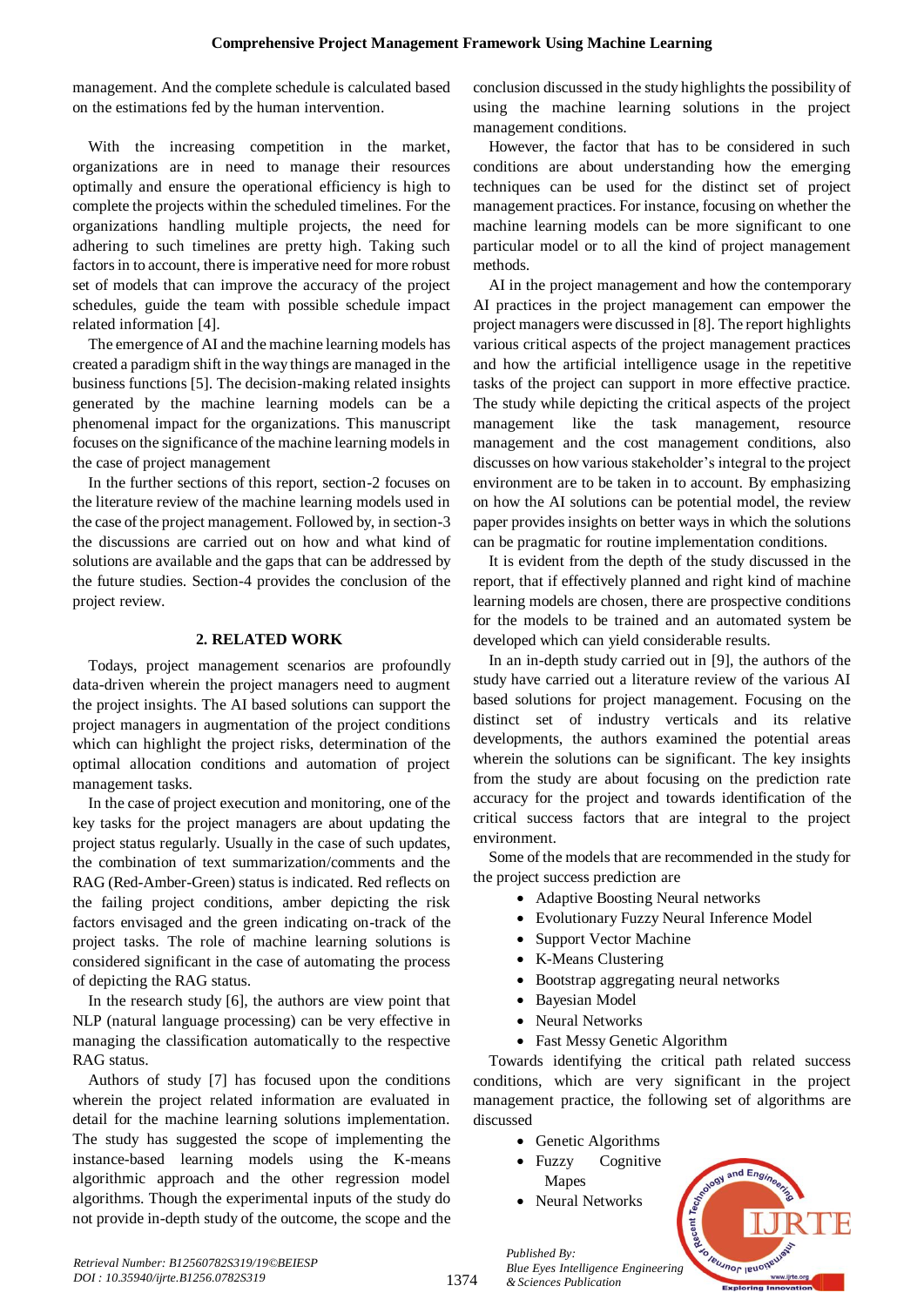management. And the complete schedule is calculated based on the estimations fed by the human intervention.

With the increasing competition in the market, organizations are in need to manage their resources optimally and ensure the operational efficiency is high to complete the projects within the scheduled timelines. For the organizations handling multiple projects, the need for adhering to such timelines are pretty high. Taking such factors in to account, there is imperative need for more robust set of models that can improve the accuracy of the project schedules, guide the team with possible schedule impact related information [4].

The emergence of AI and the machine learning models has created a paradigm shift in the way things are managed in the business functions [5]. The decision-making related insights generated by the machine learning models can be a phenomenal impact for the organizations. This manuscript focuses on the significance of the machine learning models in the case of project management

In the further sections of this report, section-2 focuses on the literature review of the machine learning models used in the case of the project management. Followed by, in section-3 the discussions are carried out on how and what kind of solutions are available and the gaps that can be addressed by the future studies. Section-4 provides the conclusion of the project review.

## 2. RELATED WORK

Todays, project management scenarios are profoundly data-driven wherein the project managers need to augment the project insights. The AI based solutions can support the project managers in augmentation of the project conditions which can highlight the project risks, determination of the optimal allocation conditions and automation of project management tasks.

In the case of project execution and monitoring, one of the key tasks for the project managers are about updating the project status regularly. Usually in the case of such updates, the combination of text summarization/comments and the RAG (Red-Amber-Green) status is indicated. Red reflects on the failing project conditions, amber depicting the risk factors envisaged and the green indicating on-track of the project tasks. The role of machine learning solutions is considered significant in the case of automating the process of depicting the RAG status.

In the research study [6], the authors are view point that NLP (natural language processing) can be very effective in managing the classification automatically to the respective RAG status.

Authors of study [7] has focused upon the conditions wherein the project related information are evaluated in detail for the machine learning solutions implementation. The study has suggested the scope of implementing the instance-based learning models using the K-means algorithmic approach and the other regression model algorithms. Though the experimental inputs of the study do not provide in-depth study of the outcome, the scope and the conclusion discussed in the study highlights the possibility of using the machine learning solutions in the project management conditions.

However, the factor that has to be considered in such conditions are about understanding how the emerging techniques can be used for the distinct set of project management practices. For instance, focusing on whether the machine learning models can be more significant to one particular model or to all the kind of project management methods.

AI in the project management and how the contemporary AI practices in the project management can empower the project managers were discussed in [8]. The report highlights various critical aspects of the project management practices and how the artificial intelligence usage in the repetitive tasks of the project can support in more effective practice. The study while depicting the critical aspects of the project management like the task management, resource management and the cost management conditions, also discusses on how various stakeholder's integral to the project environment are to be taken in to account. By emphasizing on how the AI solutions can be potential model, the review paper provides insights on better ways in which the solutions can be pragmatic for routine implementation conditions.

It is evident from the depth of the study discussed in the report, that if effectively planned and right kind of machine learning models are chosen, there are prospective conditions for the models to be trained and an automated system be developed which can yield considerable results.

In an in-depth study carried out in [9], the authors of the study have carried out a literature review of the various AI based solutions for project management. Focusing on the distinct set of industry verticals and its relative developments, the authors examined the potential areas wherein the solutions can be significant. The key insights from the study are about focusing on the prediction rate accuracy for the project and towards identification of the critical success factors that are integral to the project environment.

Some of the models that are recommended in the study for the project success prediction are

- Adaptive Boosting Neural networks
- Evolutionary Fuzzy Neural Inference Model
- Support Vector Machine
- K-Means Clustering
- Bootstrap aggregating neural networks
- Bayesian Model
- Neural Networks
- Fast Messy Genetic Algorithm

Towards identifying the critical path related success conditions, which are very significant in the project management practice, the following set of algorithms are discussed

- Genetic Algorithms
- Fuzzy Cognitive Mapes
- Neural Networks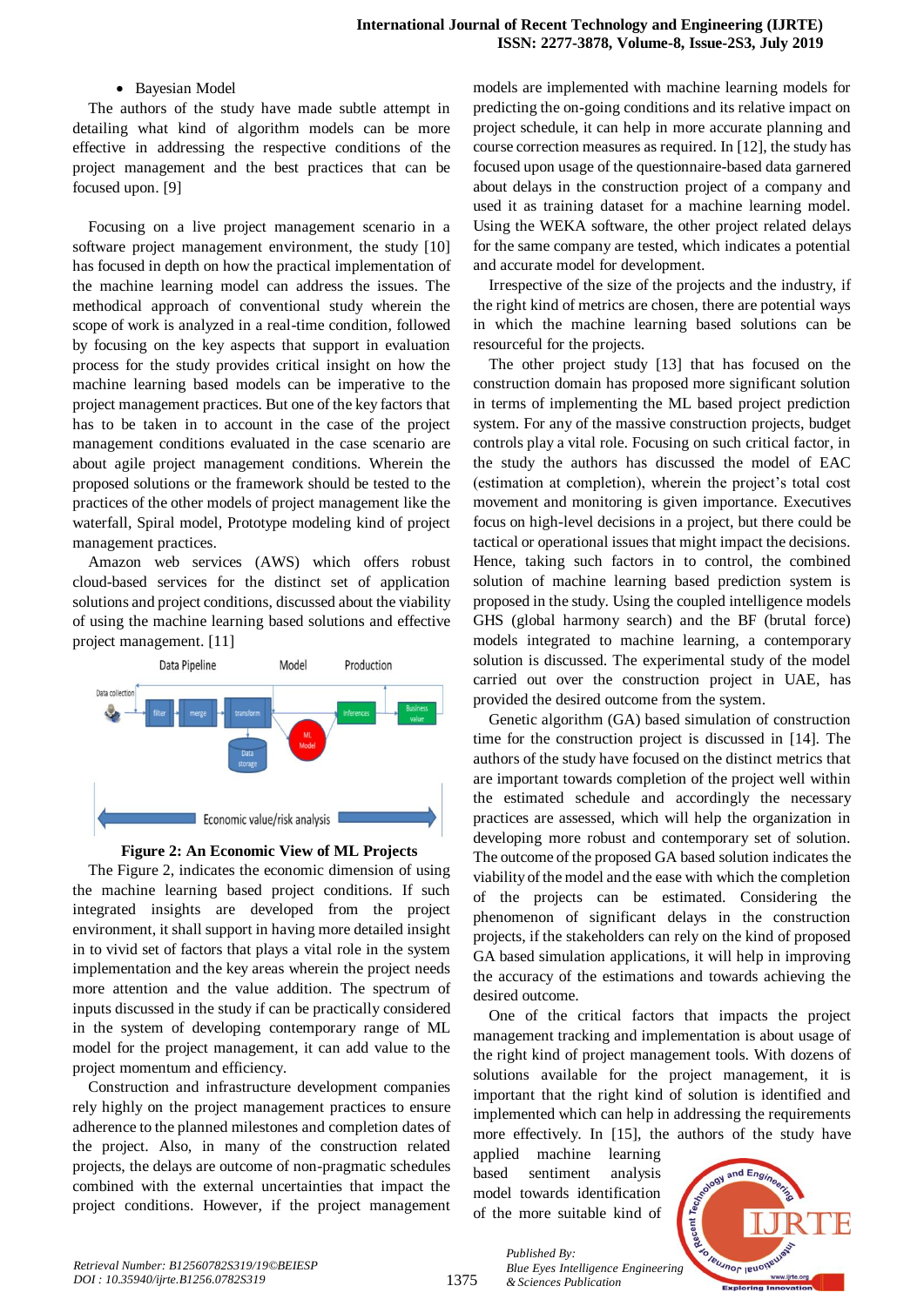- Bayesian Model

The authors of the study have made subtle attempt in detailing what kind of algorithm models can be more effective in addressing the respective conditions of the project management and the best practices that can be focused upon. [9]

Focusing on a live project management scenario in a software project management environment, the study [10] has focused in depth on how the practical implementation of the machine learning model can address the issues. The methodical approach of conventional study wherein the scope of work is analyzed in a real-time condition, followed by focusing on the key aspects that support in evaluation process for the study provides critical insight on how the machine learning based models can be imperative to the project management practices. But one of the key factors that has to be taken in to account in the case of the project management conditions evaluated in the case scenario are about agile project management conditions. Wherein the proposed solutions or the framework should be tested to the practices of the other models of project management like the waterfall, Spiral model, Prototype modeling kind of project management practices.

Amazon web services (AWS) which offers robust cloud-based services for the distinct set of application solutions and project conditions, discussed about the viability of using the machine learning based solutions and effective project management. [11]

**Figure 2: An Economic View of ML Projects**

The Figure 2, indicates the economic dimension of using the machine learning based project conditions. If such integrated insights are developed from the project environment, it shall support in having more detailed insight in to vivid set of factors that plays a vital role in the system implementation and the key areas wherein the project needs more attention and the value addition. The spectrum of inputs discussed in the study if can be practically considered in the system of developing contemporary range of ML model for the project management, it can add value to the project momentum and efficiency.

Construction and infrastructure development companies rely highly on the project management practices to ensure adherence to the planned milestones and completion dates of the project. Also, in many of the construction related projects, the delays are outcome of non-pragmatic schedules combined with the external uncertainties that impact the project conditions. However, if the project management models are implemented with machine learning models for predicting the on-going conditions and its relative impact on project schedule, it can help in more accurate planning and course correction measures as required. In [12], the study has focused upon usage of the questionnaire-based data garnered about delays in the construction project of a company and used it as training dataset for a machine learning model. Using the WEKA software, the other project related delays for the same company are tested, which indicates a potential and accurate model for development.

Irrespective of the size of the projects and the industry, if the right kind of metrics are chosen, there are potential ways in which the machine learning based solutions can be resourceful for the projects.

The other project study [13] that has focused on the construction domain has proposed more significant solution in terms of implementing the ML based project prediction system. For any of the massive construction projects, budget controls play a vital role. Focusing on such critical factor, in the study the authors has discussed the model of EAC (estimation at completion), wherein the project's total cost movement and monitoring is given importance. Executives focus on high-level decisions in a project, but there could be tactical or operational issues that might impact the decisions. Hence, taking such factors in to control, the combined solution of machine learning based prediction system is proposed in the study. Using the coupled intelligence models GHS (global harmony search) and the BF (brutal force) models integrated to machine learning, a contemporary solution is discussed. The experimental study of the model carried out over the construction project in UAE, has provided the desired outcome from the system.

Genetic algorithm (GA) based simulation of construction time for the construction project is discussed in [14]. The authors of the study have focused on the distinct metrics that are important towards completion of the project well within the estimated schedule and accordingly the necessary practices are assessed, which will help the organization in developing more robust and contemporary set of solution. The outcome of the proposed GA based solution indicates the viability of the model and the ease with which the completion of the projects can be estimated. Considering the phenomenon of significant delays in the construction projects, if the stakeholders can rely on the kind of proposed GA based simulation applications, it will help in improving the accuracy of the estimations and towards achieving the desired outcome.

One of the critical factors that impacts the project management tracking and implementation is about usage of the right kind of project management tools. With dozens of solutions available for the project management, it is important that the right kind of solution is identified and implemented which can help in addressing the requirements more effectively. In [15], the authors of the study have applied machine learning based sentiment analysis model towards identification of the more suitable kind of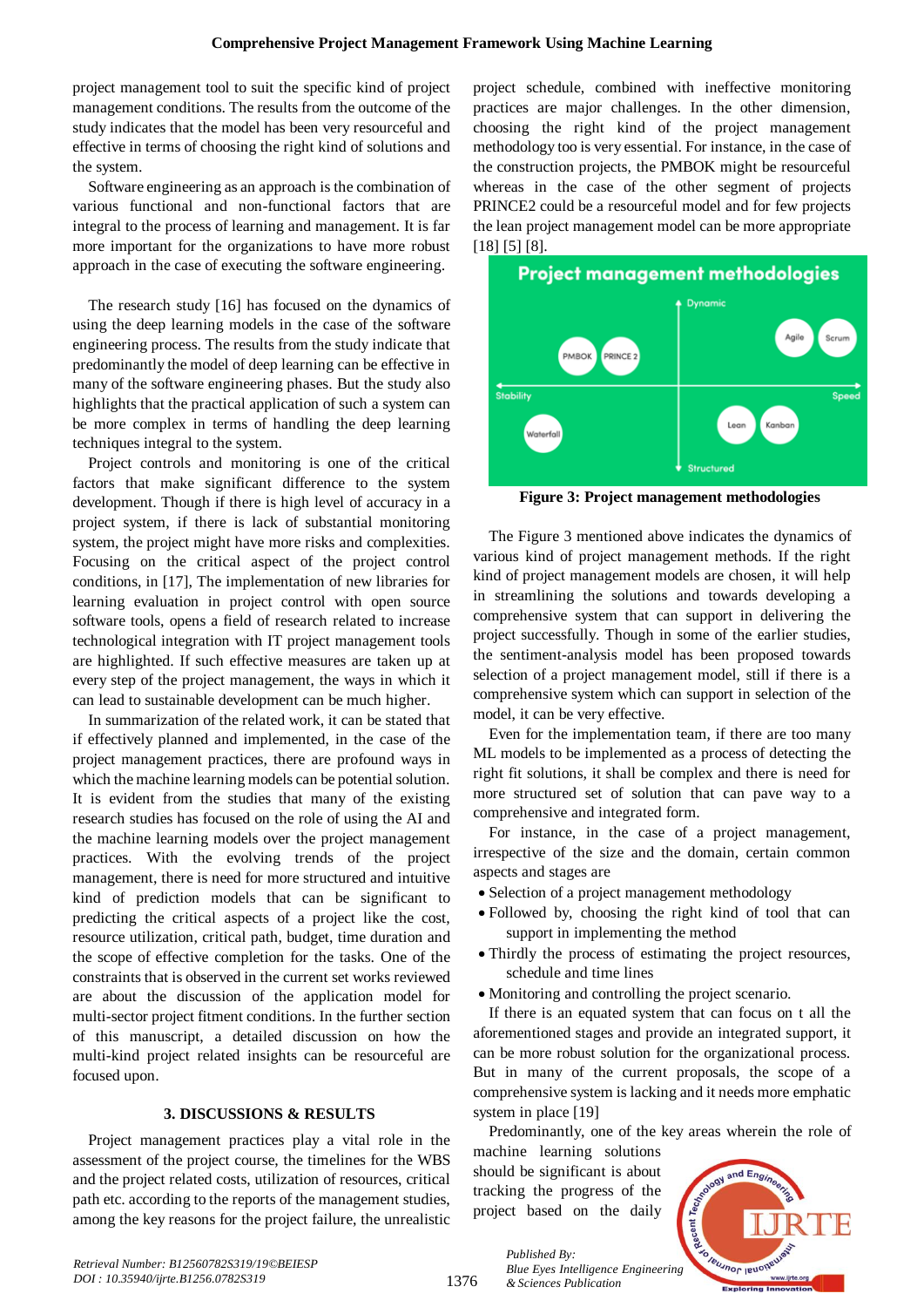project management tool to suit the specific kind of project management conditions. The results from the outcome of the study indicates that the model has been very resourceful and effective in terms of choosing the right kind of solutions and the system.

Software engineering as an approach is the combination of various functional and non-functional factors that are integral to the process of learning and management. It is far more important for the organizations to have more robust approach in the case of executing the software engineering.

The research study [16] has focused on the dynamics of using the deep learning models in the case of the software engineering process. The results from the study indicate that predominantly the model of deep learning can be effective in many of the software engineering phases. But the study also highlights that the practical application of such a system can be more complex in terms of handling the deep learning techniques integral to the system.

Project controls and monitoring is one of the critical factors that make significant difference to the system development. Though if there is high level of accuracy in a project system, if there is lack of substantial monitoring system, the project might have more risks and complexities. Focusing on the critical aspect of the project control conditions, in [17], The implementation of new libraries for learning evaluation in project control with open source software tools, opens a field of research related to increase technological integration with IT project management tools are highlighted. If such effective measures are taken up at every step of the project management, the ways in which it can lead to sustainable development can be much higher.

In summarization of the related work, it can be stated that if effectively planned and implemented, in the case of the project management practices, there are profound ways in which the machine learning models can be potential solution. It is evident from the studies that many of the existing research studies has focused on the role of using the AI and the machine learning models over the project management practices. With the evolving trends of the project management, there is need for more structured and intuitive kind of prediction models that can be significant to predicting the critical aspects of a project like the cost, resource utilization, critical path, budget, time duration and the scope of effective completion for the tasks. One of the constraints that is observed in the current set works reviewed are about the discussion of the application model for multi-sector project fitment conditions. In the further section of this manuscript, a detailed discussion on how the multi-kind project related insights can be resourceful are focused upon.

## 3. DISCUSSIONS & RESULTS

Project management practices play a vital role in the assessment of the project course, the timelines for the WBS and the project related costs, utilization of resources, critical path etc. according to the reports of the management studies, among the key reasons for the project failure, the unrealistic project schedule, combined with ineffective monitoring practices are major challenges. In the other dimension, choosing the right kind of the project management methodology too is very essential. For instance, in the case of the construction projects, the PMBOK might be resourceful whereas in the case of the other segment of projects PRINCE2 could be a resourceful model and for few projects the lean project management model can be more appropriate [18] [5] [8].

**Figure 3: Project management methodologies**

The Figure 3 mentioned above indicates the dynamics of various kind of project management methods. If the right kind of project management models are chosen, it will help in streamlining the solutions and towards developing a comprehensive system that can support in delivering the project successfully. Though in some of the earlier studies, the sentiment-analysis model has been proposed towards selection of a project management model, still if there is a comprehensive system which can support in selection of the model, it can be very effective.

Even for the implementation team, if there are too many ML models to be implemented as a process of detecting the right fit solutions, it shall be complex and there is need for more structured set of solution that can pave way to a comprehensive and integrated form.

For instance, in the case of a project management, irrespective of the size and the domain, certain common aspects and stages are

- Selection of a project management methodology
- Followed by, choosing the right kind of tool that can support in implementing the method
- Thirdly the process of estimating the project resources, schedule and time lines
- Monitoring and controlling the project scenario.

If there is an equated system that can focus on t all the aforementioned stages and provide an integrated support, it can be more robust solution for the organizational process. But in many of the current proposals, the scope of a comprehensive system is lacking and it needs more emphatic system in place [19]

Predominantly, one of the key areas wherein the role of machine learning solutions should be significant is about tracking the progress of the project based on the daily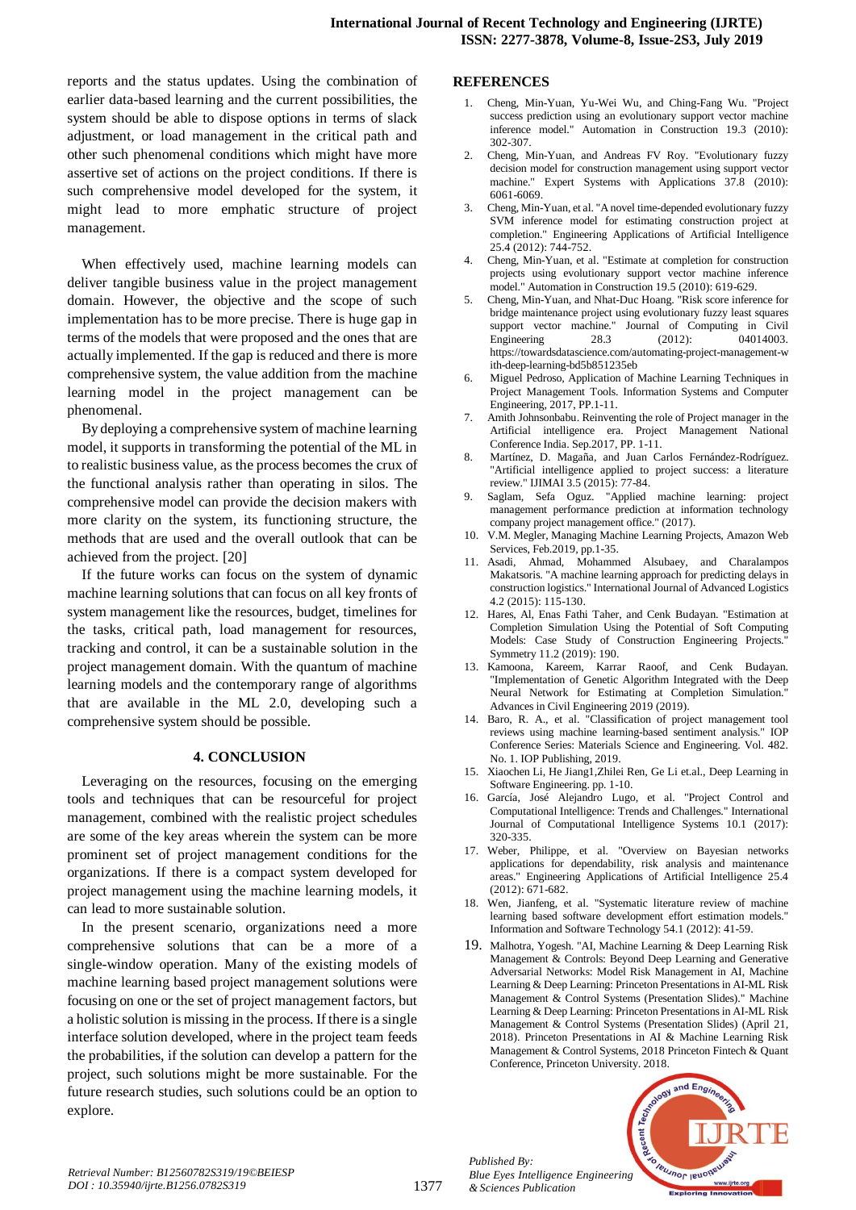reports and the status updates. Using the combination of earlier data-based learning and the current possibilities, the system should be able to dispose options in terms of slack adjustment, or load management in the critical path and other such phenomenal conditions which might have more assertive set of actions on the project conditions. If there is such comprehensive model developed for the system, it might lead to more emphatic structure of project management.

When effectively used, machine learning models can deliver tangible business value in the project management domain. However, the objective and the scope of such implementation has to be more precise. There is huge gap in terms of the models that were proposed and the ones that are actually implemented. If the gap is reduced and there is more comprehensive system, the value addition from the machine learning model in the project management can be phenomenal.

By deploying a comprehensive system of machine learning model, it supports in transforming the potential of the ML in to realistic business value, as the process becomes the crux of the functional analysis rather than operating in silos. The comprehensive model can provide the decision makers with more clarity on the system, its functioning structure, the methods that are used and the overall outlook that can be achieved from the project. [20]

If the future works can focus on the system of dynamic machine learning solutions that can focus on all key fronts of system management like the resources, budget, timelines for the tasks, critical path, load management for resources, tracking and control, it can be a sustainable solution in the project management domain. With the quantum of machine learning models and the contemporary range of algorithms that are available in the ML 2.0, developing such a comprehensive system should be possible.

## 4. CONCLUSION

Leveraging on the resources, focusing on the emerging tools and techniques that can be resourceful for project management, combined with the realistic project schedules are some of the key areas wherein the system can be more prominent set of project management conditions for the organizations. If there is a compact system developed for project management using the machine learning models, it can lead to more sustainable solution.

In the present scenario, organizations need a more comprehensive solutions that can be a more of a single-window operation. Many of the existing models of machine learning based project management solutions were focusing on one or the set of project management factors, but a holistic solution is missing in the process. If there is a single interface solution developed, where in the project team feeds the probabilities, if the solution can develop a pattern for the project, such solutions might be more sustainable. For the future research studies, such solutions could be an option to explore.

## REFERENCES

1. Cheng, Min-Yuan, Yu-Wei Wu, and Ching-Fang Wu. "Project success prediction using an evolutionary support vector machine inference model." Automation in Construction 19.3 (2010): 302-307.
2. Cheng, Min-Yuan, and Andreas FV Roy. "Evolutionary fuzzy decision model for construction management using support vector machine." Expert Systems with Applications 37.8 (2010): 6061-6069.
3. Cheng, Min-Yuan, et al. "A novel time-depended evolutionary fuzzy SVM inference model for estimating construction project at completion." Engineering Applications of Artificial Intelligence 25.4 (2012): 744-752.
4. Cheng, Min-Yuan, et al. "Estimate at completion for construction projects using evolutionary support vector machine inference model." Automation in Construction 19.5 (2010): 619-629.
5. Cheng, Min-Yuan, and Nhat-Duc Hoang. "Risk score inference for bridge maintenance project using evolutionary fuzzy least squares support vector machine." Journal of Computing in Civil Engineering 28.3 (2012): 04014003. https://towardsdatascience.com/automating-project-management-with-deep-learning-bd5b851235eb
6. Miguel Pedroso, Application of Machine Learning Techniques in Project Management Tools. Information Systems and Computer Engineering, 2017, PP.1-11.
7. Amith Johnsonbabu. Reinventing the role of Project manager in the Artificial intelligence era. Project Management National Conference India. Sep.2017, PP. 1-11.
8. Martínez, D. Magaña, and Juan Carlos Fernández-Rodríguez. "Artificial intelligence applied to project success: a literature review." IJIMAI 3.5 (2015): 77-84.
9. Saglam, Sefa Oguz. "Applied machine learning: project management performance prediction at information technology company project management office." (2017).
10. V.M. Megler, Managing Machine Learning Projects, Amazon Web Services, Feb.2019, pp.1-35.
11. Asadi, Ahmad, Mohammed Alsubaey, and Charalampos Makatsoris. "A machine learning approach for predicting delays in construction logistics." International Journal of Advanced Logistics 4.2 (2015): 115-130.
12. Hares, Al, Enas Fathi Taher, and Cenk Budayan. "Estimation at Completion Simulation Using the Potential of Soft Computing Models: Case Study of Construction Engineering Projects." Symmetry 11.2 (2019): 190.
13. Kamoona, Kareem, Karrar Raoof, and Cenk Budayan. "Implementation of Genetic Algorithm Integrated with the Deep Neural Network for Estimating at Completion Simulation." Advances in Civil Engineering 2019 (2019).
14. Baro, R. A., et al. "Classification of project management tool reviews using machine learning-based sentiment analysis." IOP Conference Series: Materials Science and Engineering. Vol. 482. No. 1. IOP Publishing, 2019.
15. Xiaochen Li, He Jiang1,Zhilei Ren, Ge Li et.al., Deep Learning in Software Engineering. pp. 1-10.
16. García, José Alejandro Lugo, et al. "Project Control and Computational Intelligence: Trends and Challenges." International Journal of Computational Intelligence Systems 10.1 (2017): 320-335.
17. Weber, Philippe, et al. "Overview on Bayesian networks applications for dependability, risk analysis and maintenance areas." Engineering Applications of Artificial Intelligence 25.4 (2012): 671-682.
18. Wen, Jianfeng, et al. "Systematic literature review of machine learning based software development effort estimation models." Information and Software Technology 54.1 (2012): 41-59.
19. Malhotra, Yogesh. "AI, Machine Learning & Deep Learning Risk Management & Controls: Beyond Deep Learning and Generative Adversarial Networks: Model Risk Management in AI, Machine Learning & Deep Learning: Princeton Presentations in AI-ML Risk Management & Control Systems (Presentation Slides)." Machine Learning & Deep Learning: Princeton Presentations in AI-ML Risk Management & Control Systems (Presentation Slides) (April 21, 2018). Princeton Presentations in AI & Machine Learning Risk Management & Control Systems, 2018 Princeton Fintech & Quant Conference, Princeton University. 2018.